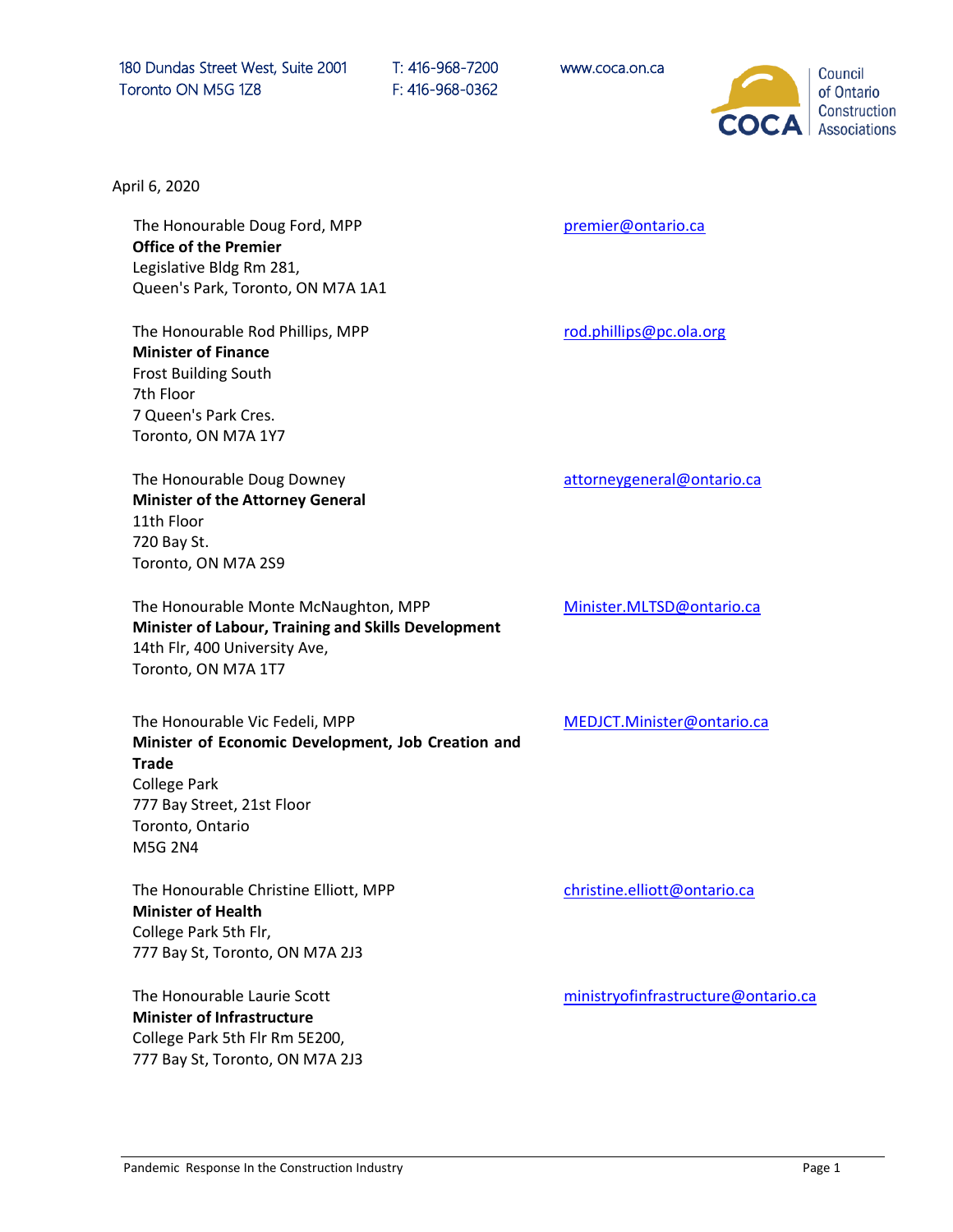180 Dundas Street West, Suite 2001
Toronto ON M5G 1Z8

T: 416-968-7200
F: 416-968-0362

www.coca.on.ca

Council of Ontario Construction Associations

April 6, 2020

The Honourable Doug Ford, MPP
**Office of the Premier**
Legislative Bldg Rm 281,
Queen's Park, Toronto, ON M7A 1A1

premier@ontario.ca

The Honourable Rod Phillips, MPP
**Minister of Finance**
Frost Building South
7th Floor
7 Queen's Park Cres.
Toronto, ON M7A 1Y7

rod.phillips@pc.ola.org

The Honourable Doug Downey
**Minister of the Attorney General**
11th Floor
720 Bay St.
Toronto, ON M7A 2S9

attorneygeneral@ontario.ca

The Honourable Monte McNaughton, MPP
**Minister of Labour, Training and Skills Development**
14th Flr, 400 University Ave,
Toronto, ON M7A 1T7

Minister.MLTSD@ontario.ca

The Honourable Vic Fedeli, MPP
**Minister of Economic Development, Job Creation and Trade**
College Park
777 Bay Street, 21st Floor
Toronto, Ontario
M5G 2N4

MEDJCT.Minister@ontario.ca

The Honourable Christine Elliott, MPP
**Minister of Health**
College Park 5th Flr,
777 Bay St, Toronto, ON M7A 2J3

christine.elliott@ontario.ca

The Honourable Laurie Scott
**Minister of Infrastructure**
College Park 5th Flr Rm 5E200,
777 Bay St, Toronto, ON M7A 2J3

ministryofinfrastructure@ontario.ca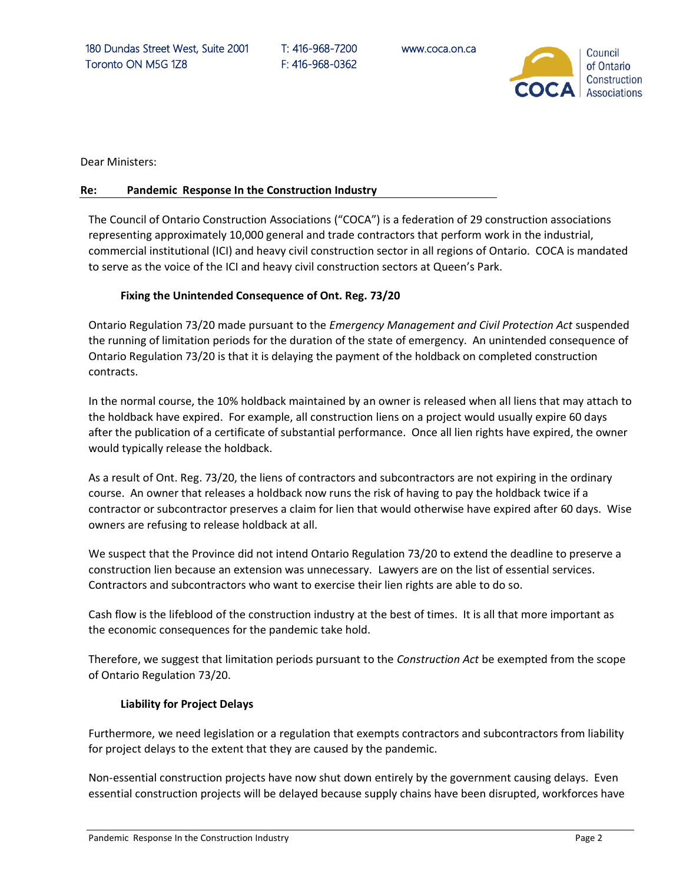180 Dundas Street West, Suite 2001
Toronto ON M5G 1Z8

T: 416-968-7200
F: 416-968-0362

www.coca.on.ca

Council of Ontario Construction Associations

Dear Ministers:

**Re: Pandemic Response In the Construction Industry**

The Council of Ontario Construction Associations ("COCA") is a federation of 29 construction associations representing approximately 10,000 general and trade contractors that perform work in the industrial, commercial institutional (ICI) and heavy civil construction sector in all regions of Ontario. COCA is mandated to serve as the voice of the ICI and heavy civil construction sectors at Queen's Park.

**Fixing the Unintended Consequence of Ont. Reg. 73/20**

Ontario Regulation 73/20 made pursuant to the *Emergency Management and Civil Protection Act* suspended the running of limitation periods for the duration of the state of emergency. An unintended consequence of Ontario Regulation 73/20 is that it is delaying the payment of the holdback on completed construction contracts.

In the normal course, the 10% holdback maintained by an owner is released when all liens that may attach to the holdback have expired. For example, all construction liens on a project would usually expire 60 days after the publication of a certificate of substantial performance. Once all lien rights have expired, the owner would typically release the holdback.

As a result of Ont. Reg. 73/20, the liens of contractors and subcontractors are not expiring in the ordinary course. An owner that releases a holdback now runs the risk of having to pay the holdback twice if a contractor or subcontractor preserves a claim for lien that would otherwise have expired after 60 days. Wise owners are refusing to release holdback at all.

We suspect that the Province did not intend Ontario Regulation 73/20 to extend the deadline to preserve a construction lien because an extension was unnecessary. Lawyers are on the list of essential services. Contractors and subcontractors who want to exercise their lien rights are able to do so.

Cash flow is the lifeblood of the construction industry at the best of times. It is all that more important as the economic consequences for the pandemic take hold.

Therefore, we suggest that limitation periods pursuant to the *Construction Act* be exempted from the scope of Ontario Regulation 73/20.

**Liability for Project Delays**

Furthermore, we need legislation or a regulation that exempts contractors and subcontractors from liability for project delays to the extent that they are caused by the pandemic.

Non-essential construction projects have now shut down entirely by the government causing delays. Even essential construction projects will be delayed because supply chains have been disrupted, workforces have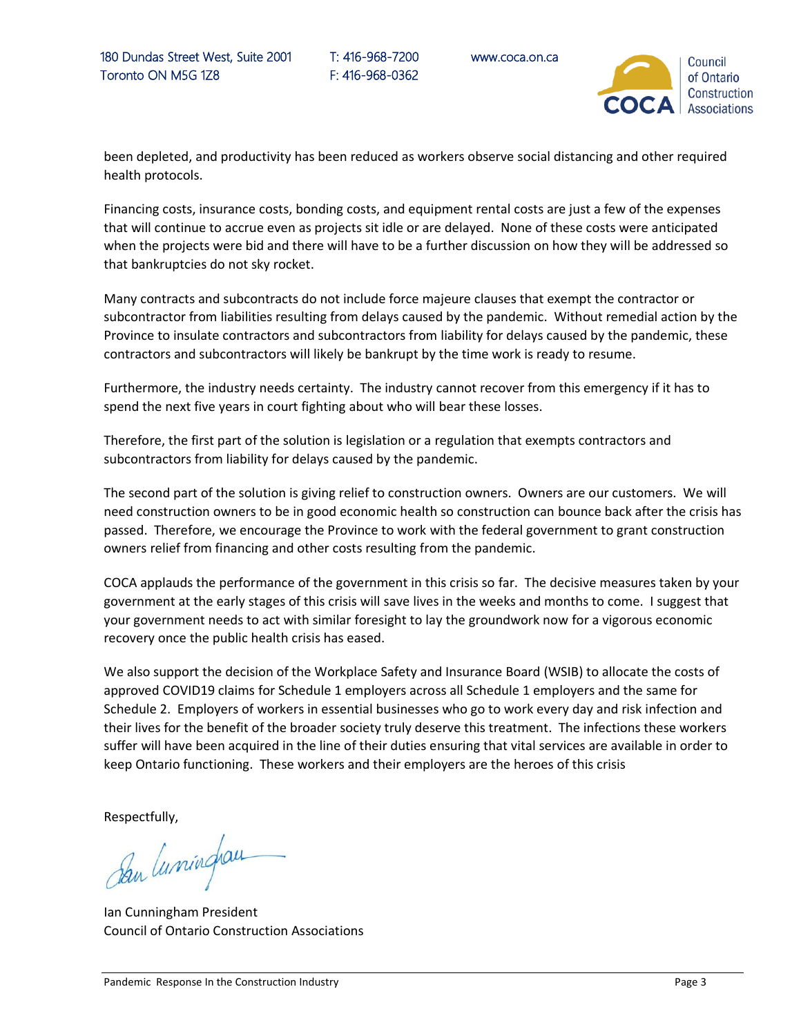been depleted, and productivity has been reduced as workers observe social distancing and other required health protocols.

Financing costs, insurance costs, bonding costs, and equipment rental costs are just a few of the expenses that will continue to accrue even as projects sit idle or are delayed. None of these costs were anticipated when the projects were bid and there will have to be a further discussion on how they will be addressed so that bankruptcies do not sky rocket.

Many contracts and subcontracts do not include force majeure clauses that exempt the contractor or subcontractor from liabilities resulting from delays caused by the pandemic. Without remedial action by the Province to insulate contractors and subcontractors from liability for delays caused by the pandemic, these contractors and subcontractors will likely be bankrupt by the time work is ready to resume.

Furthermore, the industry needs certainty. The industry cannot recover from this emergency if it has to spend the next five years in court fighting about who will bear these losses.

Therefore, the first part of the solution is legislation or a regulation that exempts contractors and subcontractors from liability for delays caused by the pandemic.

The second part of the solution is giving relief to construction owners. Owners are our customers. We will need construction owners to be in good economic health so construction can bounce back after the crisis has passed. Therefore, we encourage the Province to work with the federal government to grant construction owners relief from financing and other costs resulting from the pandemic.

COCA applauds the performance of the government in this crisis so far. The decisive measures taken by your government at the early stages of this crisis will save lives in the weeks and months to come. I suggest that your government needs to act with similar foresight to lay the groundwork now for a vigorous economic recovery once the public health crisis has eased.

We also support the decision of the Workplace Safety and Insurance Board (WSIB) to allocate the costs of approved COVID19 claims for Schedule 1 employers across all Schedule 1 employers and the same for Schedule 2. Employers of workers in essential businesses who go to work every day and risk infection and their lives for the benefit of the broader society truly deserve this treatment. The infections these workers suffer will have been acquired in the line of their duties ensuring that vital services are available in order to keep Ontario functioning. These workers and their employers are the heroes of this crisis

Respectfully,

Ian Cunningham President
Council of Ontario Construction Associations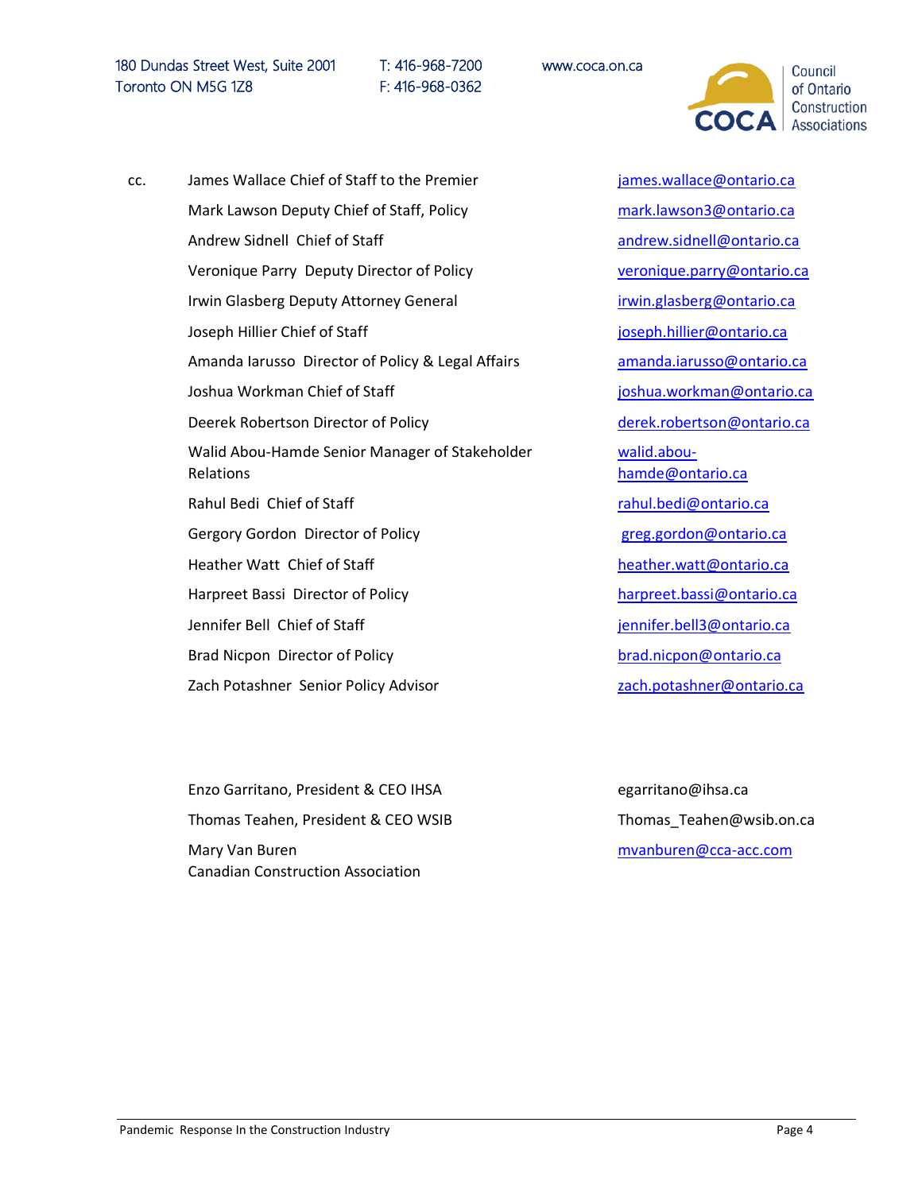cc.

| | | |
|---|---|---|
| cc. | James Wallace Chief of Staff to the Premier | james.wallace@ontario.ca |
| | Mark Lawson Deputy Chief of Staff, Policy | mark.lawson3@ontario.ca |
| | Andrew Sidnell Chief of Staff | andrew.sidnell@ontario.ca |
| | Veronique Parry Deputy Director of Policy | veronique.parry@ontario.ca |
| | Irwin Glasberg Deputy Attorney General | irwin.glasberg@ontario.ca |
| | Joseph Hillier Chief of Staff | joseph.hillier@ontario.ca |
| | Amanda Iarusso Director of Policy & Legal Affairs | amanda.iarusso@ontario.ca |
| | Joshua Workman Chief of Staff | joshua.workman@ontario.ca |
| | Deerek Robertson Director of Policy | derek.robertson@ontario.ca |
| | Walid Abou-Hamde Senior Manager of Stakeholder Relations | walid.abou-hamde@ontario.ca |
| | Rahul Bedi Chief of Staff | rahul.bedi@ontario.ca |
| | Gergory Gordon Director of Policy | greg.gordon@ontario.ca |
| | Heather Watt Chief of Staff | heather.watt@ontario.ca |
| | Harpreet Bassi Director of Policy | harpreet.bassi@ontario.ca |
| | Jennifer Bell Chief of Staff | jennifer.bell3@ontario.ca |
| | Brad Nicpon Director of Policy | brad.nicpon@ontario.ca |
| | Zach Potashner Senior Policy Advisor | zach.potashner@ontario.ca |
| | | |
| | Enzo Garritano, President & CEO IHSA | egarritano@ihsa.ca |
| | Thomas Teahen, President & CEO WSIB | Thomas_Teahen@wsib.on.ca |
| | Mary Van Buren<br>Canadian Construction Association | mvanburen@cca-acc.com |